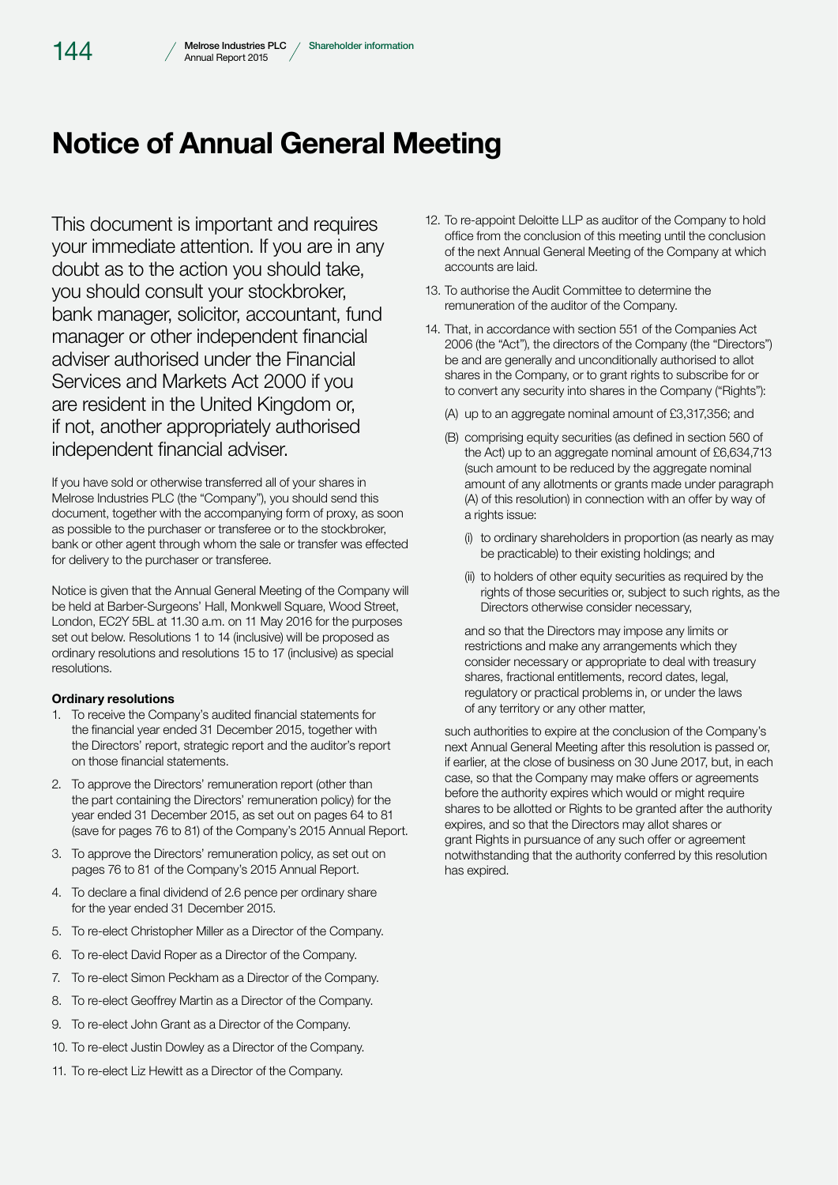# Notice of Annual General Meeting

This document is important and requires your immediate attention. If you are in any doubt as to the action you should take, you should consult your stockbroker, bank manager, solicitor, accountant, fund manager or other independent financial adviser authorised under the Financial Services and Markets Act 2000 if you are resident in the United Kingdom or, if not, another appropriately authorised independent financial adviser.

If you have sold or otherwise transferred all of your shares in Melrose Industries PLC (the "Company"), you should send this document, together with the accompanying form of proxy, as soon as possible to the purchaser or transferee or to the stockbroker, bank or other agent through whom the sale or transfer was effected for delivery to the purchaser or transferee.

Notice is given that the Annual General Meeting of the Company will be held at Barber-Surgeons' Hall, Monkwell Square, Wood Street, London, EC2Y 5BL at 11.30 a.m. on 11 May 2016 for the purposes set out below. Resolutions 1 to 14 (inclusive) will be proposed as ordinary resolutions and resolutions 15 to 17 (inclusive) as special resolutions.

**Ordinary resolutions**

1. To receive the Company's audited financial statements for the financial year ended 31 December 2015, together with the Directors' report, strategic report and the auditor's report on those financial statements.
2. To approve the Directors' remuneration report (other than the part containing the Directors' remuneration policy) for the year ended 31 December 2015, as set out on pages 64 to 81 (save for pages 76 to 81) of the Company's 2015 Annual Report.
3. To approve the Directors' remuneration policy, as set out on pages 76 to 81 of the Company's 2015 Annual Report.
4. To declare a final dividend of 2.6 pence per ordinary share for the year ended 31 December 2015.
5. To re-elect Christopher Miller as a Director of the Company.
6. To re-elect David Roper as a Director of the Company.
7. To re-elect Simon Peckham as a Director of the Company.
8. To re-elect Geoffrey Martin as a Director of the Company.
9. To re-elect John Grant as a Director of the Company.
10. To re-elect Justin Dowley as a Director of the Company.
11. To re-elect Liz Hewitt as a Director of the Company.
12. To re-appoint Deloitte LLP as auditor of the Company to hold office from the conclusion of this meeting until the conclusion of the next Annual General Meeting of the Company at which accounts are laid.
13. To authorise the Audit Committee to determine the remuneration of the auditor of the Company.
14. That, in accordance with section 551 of the Companies Act 2006 (the "Act"), the directors of the Company (the "Directors") be and are generally and unconditionally authorised to allot shares in the Company, or to grant rights to subscribe for or to convert any security into shares in the Company ("Rights"):

    (A) up to an aggregate nominal amount of £3,317,356; and

    (B) comprising equity securities (as defined in section 560 of the Act) up to an aggregate nominal amount of £6,634,713 (such amount to be reduced by the aggregate nominal amount of any allotments or grants made under paragraph (A) of this resolution) in connection with an offer by way of a rights issue:

    (i) to ordinary shareholders in proportion (as nearly as may be practicable) to their existing holdings; and

    (ii) to holders of other equity securities as required by the rights of those securities or, subject to such rights, as the Directors otherwise consider necessary,

    and so that the Directors may impose any limits or restrictions and make any arrangements which they consider necessary or appropriate to deal with treasury shares, fractional entitlements, record dates, legal, regulatory or practical problems in, or under the laws of any territory or any other matter,

    such authorities to expire at the conclusion of the Company's next Annual General Meeting after this resolution is passed or, if earlier, at the close of business on 30 June 2017, but, in each case, so that the Company may make offers or agreements before the authority expires which would or might require shares to be allotted or Rights to be granted after the authority expires, and so that the Directors may allot shares or grant Rights in pursuance of any such offer or agreement notwithstanding that the authority conferred by this resolution has expired.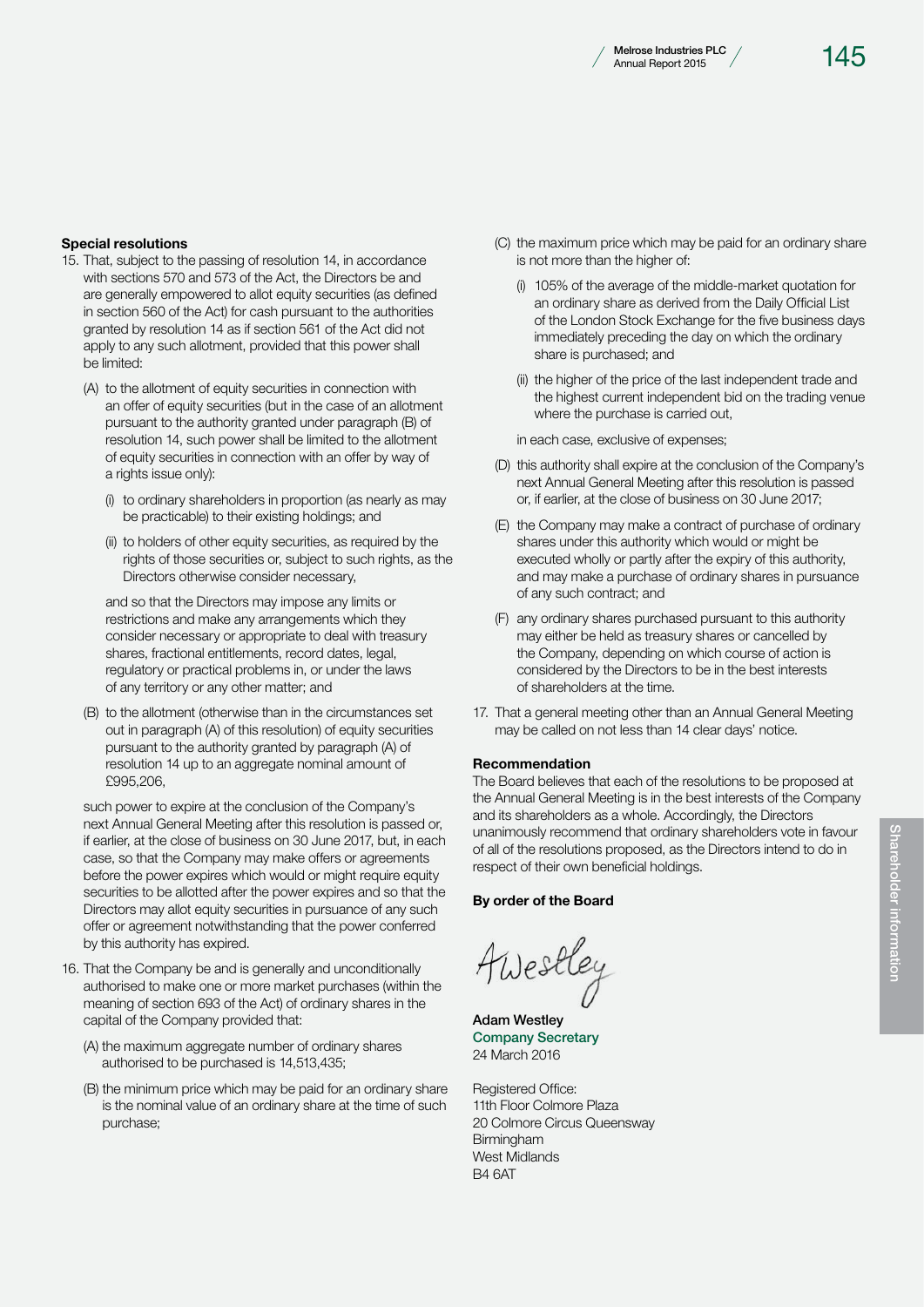### Special resolutions

15. That, subject to the passing of resolution 14, in accordance with sections 570 and 573 of the Act, the Directors be and are generally empowered to allot equity securities (as defined in section 560 of the Act) for cash pursuant to the authorities granted by resolution 14 as if section 561 of the Act did not apply to any such allotment, provided that this power shall be limited:

    (A) to the allotment of equity securities in connection with an offer of equity securities (but in the case of an allotment pursuant to the authority granted under paragraph (B) of resolution 14, such power shall be limited to the allotment of equity securities in connection with an offer by way of a rights issue only):

    (i) to ordinary shareholders in proportion (as nearly as may be practicable) to their existing holdings; and

    (ii) to holders of other equity securities, as required by the rights of those securities or, subject to such rights, as the Directors otherwise consider necessary,

    and so that the Directors may impose any limits or restrictions and make any arrangements which they consider necessary or appropriate to deal with treasury shares, fractional entitlements, record dates, legal, regulatory or practical problems in, or under the laws of any territory or any other matter; and

    (B) to the allotment (otherwise than in the circumstances set out in paragraph (A) of this resolution) of equity securities pursuant to the authority granted by paragraph (A) of resolution 14 up to an aggregate nominal amount of £995,206,

    such power to expire at the conclusion of the Company's next Annual General Meeting after this resolution is passed or, if earlier, at the close of business on 30 June 2017, but, in each case, so that the Company may make offers or agreements before the power expires which would or might require equity securities to be allotted after the power expires and so that the Directors may allot equity securities in pursuance of any such offer or agreement notwithstanding that the power conferred by this authority has expired.

16. That the Company be and is generally and unconditionally authorised to make one or more market purchases (within the meaning of section 693 of the Act) of ordinary shares in the capital of the Company provided that:

    (A) the maximum aggregate number of ordinary shares authorised to be purchased is 14,513,435;

    (B) the minimum price which may be paid for an ordinary share is the nominal value of an ordinary share at the time of such purchase;

    (C) the maximum price which may be paid for an ordinary share is not more than the higher of:

    (i) 105% of the average of the middle-market quotation for an ordinary share as derived from the Daily Official List of the London Stock Exchange for the five business days immediately preceding the day on which the ordinary share is purchased; and

    (ii) the higher of the price of the last independent trade and the highest current independent bid on the trading venue where the purchase is carried out,

    in each case, exclusive of expenses;

    (D) this authority shall expire at the conclusion of the Company's next Annual General Meeting after this resolution is passed or, if earlier, at the close of business on 30 June 2017;

    (E) the Company may make a contract of purchase of ordinary shares under this authority which would or might be executed wholly or partly after the expiry of this authority, and may make a purchase of ordinary shares in pursuance of any such contract; and

    (F) any ordinary shares purchased pursuant to this authority may either be held as treasury shares or cancelled by the Company, depending on which course of action is considered by the Directors to be in the best interests of shareholders at the time.

17. That a general meeting other than an Annual General Meeting may be called on not less than 14 clear days' notice.

### Recommendation

The Board believes that each of the resolutions to be proposed at the Annual General Meeting is in the best interests of the Company and its shareholders as a whole. Accordingly, the Directors unanimously recommend that ordinary shareholders vote in favour of all of the resolutions proposed, as the Directors intend to do in respect of their own beneficial holdings.

**By order of the Board**

A Westley

**Adam Westley**
Company Secretary
24 March 2016

Registered Office:
11th Floor Colmore Plaza
20 Colmore Circus Queensway
Birmingham
West Midlands
B4 6AT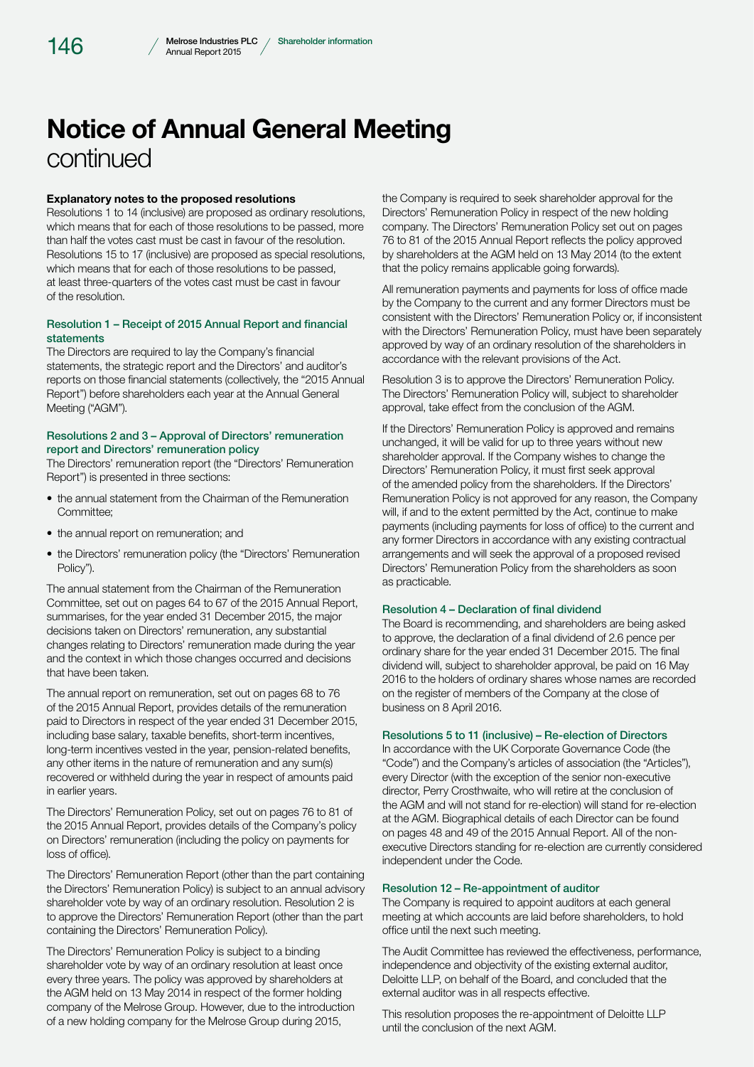# Notice of Annual General Meeting
continued

**Explanatory notes to the proposed resolutions**

Resolutions 1 to 14 (inclusive) are proposed as ordinary resolutions, which means that for each of those resolutions to be passed, more than half the votes cast must be cast in favour of the resolution. Resolutions 15 to 17 (inclusive) are proposed as special resolutions, which means that for each of those resolutions to be passed, at least three-quarters of the votes cast must be cast in favour of the resolution.

### Resolution 1 – Receipt of 2015 Annual Report and financial statements

The Directors are required to lay the Company's financial statements, the strategic report and the Directors' and auditor's reports on those financial statements (collectively, the "2015 Annual Report") before shareholders each year at the Annual General Meeting ("AGM").

### Resolutions 2 and 3 – Approval of Directors' remuneration report and Directors' remuneration policy

The Directors' remuneration report (the "Directors' Remuneration Report") is presented in three sections:

- the annual statement from the Chairman of the Remuneration Committee;
- the annual report on remuneration; and
- the Directors' remuneration policy (the "Directors' Remuneration Policy").

The annual statement from the Chairman of the Remuneration Committee, set out on pages 64 to 67 of the 2015 Annual Report, summarises, for the year ended 31 December 2015, the major decisions taken on Directors' remuneration, any substantial changes relating to Directors' remuneration made during the year and the context in which those changes occurred and decisions that have been taken.

The annual report on remuneration, set out on pages 68 to 76 of the 2015 Annual Report, provides details of the remuneration paid to Directors in respect of the year ended 31 December 2015, including base salary, taxable benefits, short-term incentives, long-term incentives vested in the year, pension-related benefits, any other items in the nature of remuneration and any sum(s) recovered or withheld during the year in respect of amounts paid in earlier years.

The Directors' Remuneration Policy, set out on pages 76 to 81 of the 2015 Annual Report, provides details of the Company's policy on Directors' remuneration (including the policy on payments for loss of office).

The Directors' Remuneration Report (other than the part containing the Directors' Remuneration Policy) is subject to an annual advisory shareholder vote by way of an ordinary resolution. Resolution 2 is to approve the Directors' Remuneration Report (other than the part containing the Directors' Remuneration Policy).

The Directors' Remuneration Policy is subject to a binding shareholder vote by way of an ordinary resolution at least once every three years. The policy was approved by shareholders at the AGM held on 13 May 2014 in respect of the former holding company of the Melrose Group. However, due to the introduction of a new holding company for the Melrose Group during 2015, the Company is required to seek shareholder approval for the Directors' Remuneration Policy in respect of the new holding company. The Directors' Remuneration Policy set out on pages 76 to 81 of the 2015 Annual Report reflects the policy approved by shareholders at the AGM held on 13 May 2014 (to the extent that the policy remains applicable going forwards).

All remuneration payments and payments for loss of office made by the Company to the current and any former Directors must be consistent with the Directors' Remuneration Policy or, if inconsistent with the Directors' Remuneration Policy, must have been separately approved by way of an ordinary resolution of the shareholders in accordance with the relevant provisions of the Act.

Resolution 3 is to approve the Directors' Remuneration Policy. The Directors' Remuneration Policy will, subject to shareholder approval, take effect from the conclusion of the AGM.

If the Directors' Remuneration Policy is approved and remains unchanged, it will be valid for up to three years without new shareholder approval. If the Company wishes to change the Directors' Remuneration Policy, it must first seek approval of the amended policy from the shareholders. If the Directors' Remuneration Policy is not approved for any reason, the Company will, if and to the extent permitted by the Act, continue to make payments (including payments for loss of office) to the current and any former Directors in accordance with any existing contractual arrangements and will seek the approval of a proposed revised Directors' Remuneration Policy from the shareholders as soon as practicable.

### Resolution 4 – Declaration of final dividend

The Board is recommending, and shareholders are being asked to approve, the declaration of a final dividend of 2.6 pence per ordinary share for the year ended 31 December 2015. The final dividend will, subject to shareholder approval, be paid on 16 May 2016 to the holders of ordinary shares whose names are recorded on the register of members of the Company at the close of business on 8 April 2016.

### Resolutions 5 to 11 (inclusive) – Re-election of Directors

In accordance with the UK Corporate Governance Code (the "Code") and the Company's articles of association (the "Articles"), every Director (with the exception of the senior non-executive director, Perry Crosthwaite, who will retire at the conclusion of the AGM and will not stand for re-election) will stand for re-election at the AGM. Biographical details of each Director can be found on pages 48 and 49 of the 2015 Annual Report. All of the non-executive Directors standing for re-election are currently considered independent under the Code.

### Resolution 12 – Re-appointment of auditor

The Company is required to appoint auditors at each general meeting at which accounts are laid before shareholders, to hold office until the next such meeting.

The Audit Committee has reviewed the effectiveness, performance, independence and objectivity of the existing external auditor, Deloitte LLP, on behalf of the Board, and concluded that the external auditor was in all respects effective.

This resolution proposes the re-appointment of Deloitte LLP until the conclusion of the next AGM.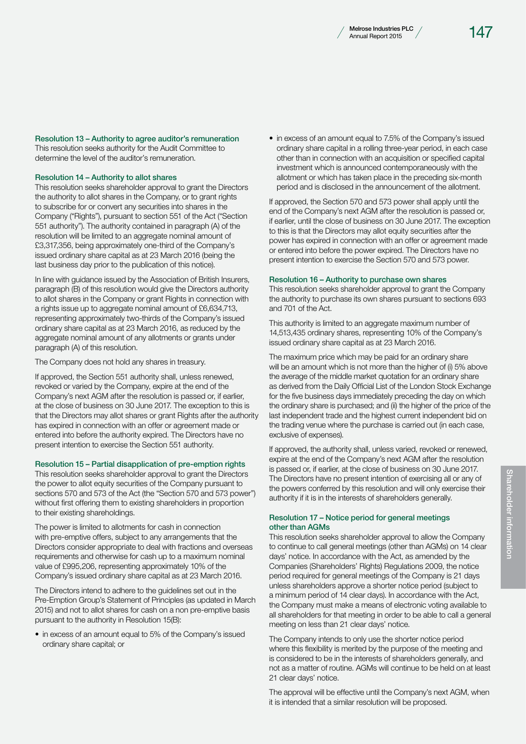### Resolution 13 – Authority to agree auditor's remuneration

This resolution seeks authority for the Audit Committee to determine the level of the auditor's remuneration.

### Resolution 14 – Authority to allot shares

This resolution seeks shareholder approval to grant the Directors the authority to allot shares in the Company, or to grant rights to subscribe for or convert any securities into shares in the Company ("Rights"), pursuant to section 551 of the Act ("Section 551 authority"). The authority contained in paragraph (A) of the resolution will be limited to an aggregate nominal amount of £3,317,356, being approximately one-third of the Company's issued ordinary share capital as at 23 March 2016 (being the last business day prior to the publication of this notice).

In line with guidance issued by the Association of British Insurers, paragraph (B) of this resolution would give the Directors authority to allot shares in the Company or grant Rights in connection with a rights issue up to aggregate nominal amount of £6,634,713, representing approximately two-thirds of the Company's issued ordinary share capital as at 23 March 2016, as reduced by the aggregate nominal amount of any allotments or grants under paragraph (A) of this resolution.

The Company does not hold any shares in treasury.

If approved, the Section 551 authority shall, unless renewed, revoked or varied by the Company, expire at the end of the Company's next AGM after the resolution is passed or, if earlier, at the close of business on 30 June 2017. The exception to this is that the Directors may allot shares or grant Rights after the authority has expired in connection with an offer or agreement made or entered into before the authority expired. The Directors have no present intention to exercise the Section 551 authority.

### Resolution 15 – Partial disapplication of pre-emption rights

This resolution seeks shareholder approval to grant the Directors the power to allot equity securities of the Company pursuant to sections 570 and 573 of the Act (the "Section 570 and 573 power") without first offering them to existing shareholders in proportion to their existing shareholdings.

The power is limited to allotments for cash in connection with pre-emptive offers, subject to any arrangements that the Directors consider appropriate to deal with fractions and overseas requirements and otherwise for cash up to a maximum nominal value of £995,206, representing approximately 10% of the Company's issued ordinary share capital as at 23 March 2016.

The Directors intend to adhere to the guidelines set out in the Pre-Emption Group's Statement of Principles (as updated in March 2015) and not to allot shares for cash on a non pre-emptive basis pursuant to the authority in Resolution 15(B):

- in excess of an amount equal to 5% of the Company's issued ordinary share capital; or
- in excess of an amount equal to 7.5% of the Company's issued ordinary share capital in a rolling three-year period, in each case other than in connection with an acquisition or specified capital investment which is announced contemporaneously with the allotment or which has taken place in the preceding six-month period and is disclosed in the announcement of the allotment.

If approved, the Section 570 and 573 power shall apply until the end of the Company's next AGM after the resolution is passed or, if earlier, until the close of business on 30 June 2017. The exception to this is that the Directors may allot equity securities after the power has expired in connection with an offer or agreement made or entered into before the power expired. The Directors have no present intention to exercise the Section 570 and 573 power.

### Resolution 16 – Authority to purchase own shares

This resolution seeks shareholder approval to grant the Company the authority to purchase its own shares pursuant to sections 693 and 701 of the Act.

This authority is limited to an aggregate maximum number of 14,513,435 ordinary shares, representing 10% of the Company's issued ordinary share capital as at 23 March 2016.

The maximum price which may be paid for an ordinary share will be an amount which is not more than the higher of (i) 5% above the average of the middle market quotation for an ordinary share as derived from the Daily Official List of the London Stock Exchange for the five business days immediately preceding the day on which the ordinary share is purchased; and (ii) the higher of the price of the last independent trade and the highest current independent bid on the trading venue where the purchase is carried out (in each case, exclusive of expenses).

If approved, the authority shall, unless varied, revoked or renewed, expire at the end of the Company's next AGM after the resolution is passed or, if earlier, at the close of business on 30 June 2017. The Directors have no present intention of exercising all or any of the powers conferred by this resolution and will only exercise their authority if it is in the interests of shareholders generally.

### Resolution 17 – Notice period for general meetings other than AGMs

This resolution seeks shareholder approval to allow the Company to continue to call general meetings (other than AGMs) on 14 clear days' notice. In accordance with the Act, as amended by the Companies (Shareholders' Rights) Regulations 2009, the notice period required for general meetings of the Company is 21 days unless shareholders approve a shorter notice period (subject to a minimum period of 14 clear days). In accordance with the Act, the Company must make a means of electronic voting available to all shareholders for that meeting in order to be able to call a general meeting on less than 21 clear days' notice.

The Company intends to only use the shorter notice period where this flexibility is merited by the purpose of the meeting and is considered to be in the interests of shareholders generally, and not as a matter of routine. AGMs will continue to be held on at least 21 clear days' notice.

The approval will be effective until the Company's next AGM, when it is intended that a similar resolution will be proposed.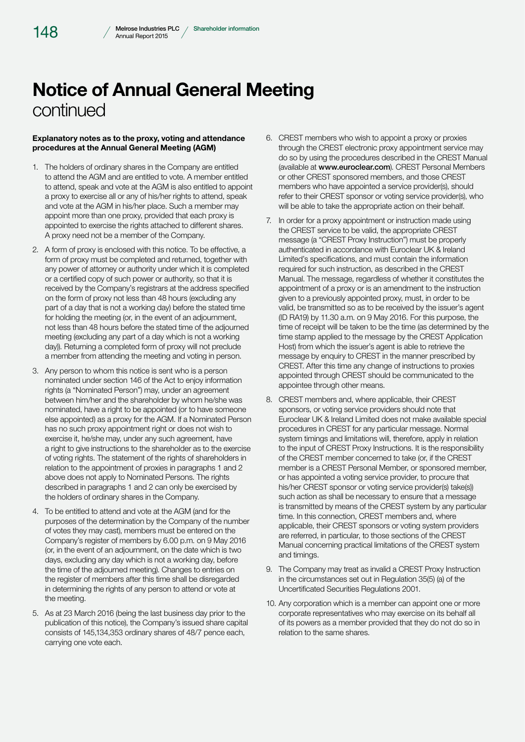# Notice of Annual General Meeting continued

**Explanatory notes as to the proxy, voting and attendance procedures at the Annual General Meeting (AGM)**

1. The holders of ordinary shares in the Company are entitled to attend the AGM and are entitled to vote. A member entitled to attend, speak and vote at the AGM is also entitled to appoint a proxy to exercise all or any of his/her rights to attend, speak and vote at the AGM in his/her place. Such a member may appoint more than one proxy, provided that each proxy is appointed to exercise the rights attached to different shares. A proxy need not be a member of the Company.

2. A form of proxy is enclosed with this notice. To be effective, a form of proxy must be completed and returned, together with any power of attorney or authority under which it is completed or a certified copy of such power or authority, so that it is received by the Company's registrars at the address specified on the form of proxy not less than 48 hours (excluding any part of a day that is not a working day) before the stated time for holding the meeting (or, in the event of an adjournment, not less than 48 hours before the stated time of the adjourned meeting (excluding any part of a day which is not a working day)). Returning a completed form of proxy will not preclude a member from attending the meeting and voting in person.

3. Any person to whom this notice is sent who is a person nominated under section 146 of the Act to enjoy information rights (a "Nominated Person") may, under an agreement between him/her and the shareholder by whom he/she was nominated, have a right to be appointed (or to have someone else appointed) as a proxy for the AGM. If a Nominated Person has no such proxy appointment right or does not wish to exercise it, he/she may, under any such agreement, have a right to give instructions to the shareholder as to the exercise of voting rights. The statement of the rights of shareholders in relation to the appointment of proxies in paragraphs 1 and 2 above does not apply to Nominated Persons. The rights described in paragraphs 1 and 2 can only be exercised by the holders of ordinary shares in the Company.

4. To be entitled to attend and vote at the AGM (and for the purposes of the determination by the Company of the number of votes they may cast), members must be entered on the Company's register of members by 6.00 p.m. on 9 May 2016 (or, in the event of an adjournment, on the date which is two days, excluding any day which is not a working day, before the time of the adjourned meeting). Changes to entries on the register of members after this time shall be disregarded in determining the rights of any person to attend or vote at the meeting.

5. As at 23 March 2016 (being the last business day prior to the publication of this notice), the Company's issued share capital consists of 145,134,353 ordinary shares of 48/7 pence each, carrying one vote each.

6. CREST members who wish to appoint a proxy or proxies through the CREST electronic proxy appointment service may do so by using the procedures described in the CREST Manual (available at **www.euroclear.com**). CREST Personal Members or other CREST sponsored members, and those CREST members who have appointed a service provider(s), should refer to their CREST sponsor or voting service provider(s), who will be able to take the appropriate action on their behalf.

7. In order for a proxy appointment or instruction made using the CREST service to be valid, the appropriate CREST message (a "CREST Proxy Instruction") must be properly authenticated in accordance with Euroclear UK & Ireland Limited's specifications, and must contain the information required for such instruction, as described in the CREST Manual. The message, regardless of whether it constitutes the appointment of a proxy or is an amendment to the instruction given to a previously appointed proxy, must, in order to be valid, be transmitted so as to be received by the issuer's agent (ID RA19) by 11.30 a.m. on 9 May 2016. For this purpose, the time of receipt will be taken to be the time (as determined by the time stamp applied to the message by the CREST Application Host) from which the issuer's agent is able to retrieve the message by enquiry to CREST in the manner prescribed by CREST. After this time any change of instructions to proxies appointed through CREST should be communicated to the appointee through other means.

8. CREST members and, where applicable, their CREST sponsors, or voting service providers should note that Euroclear UK & Ireland Limited does not make available special procedures in CREST for any particular message. Normal system timings and limitations will, therefore, apply in relation to the input of CREST Proxy Instructions. It is the responsibility of the CREST member concerned to take (or, if the CREST member is a CREST Personal Member, or sponsored member, or has appointed a voting service provider, to procure that his/her CREST sponsor or voting service provider(s) take(s)) such action as shall be necessary to ensure that a message is transmitted by means of the CREST system by any particular time. In this connection, CREST members and, where applicable, their CREST sponsors or voting system providers are referred, in particular, to those sections of the CREST Manual concerning practical limitations of the CREST system and timings.

9. The Company may treat as invalid a CREST Proxy Instruction in the circumstances set out in Regulation 35(5) (a) of the Uncertificated Securities Regulations 2001.

10. Any corporation which is a member can appoint one or more corporate representatives who may exercise on its behalf all of its powers as a member provided that they do not do so in relation to the same shares.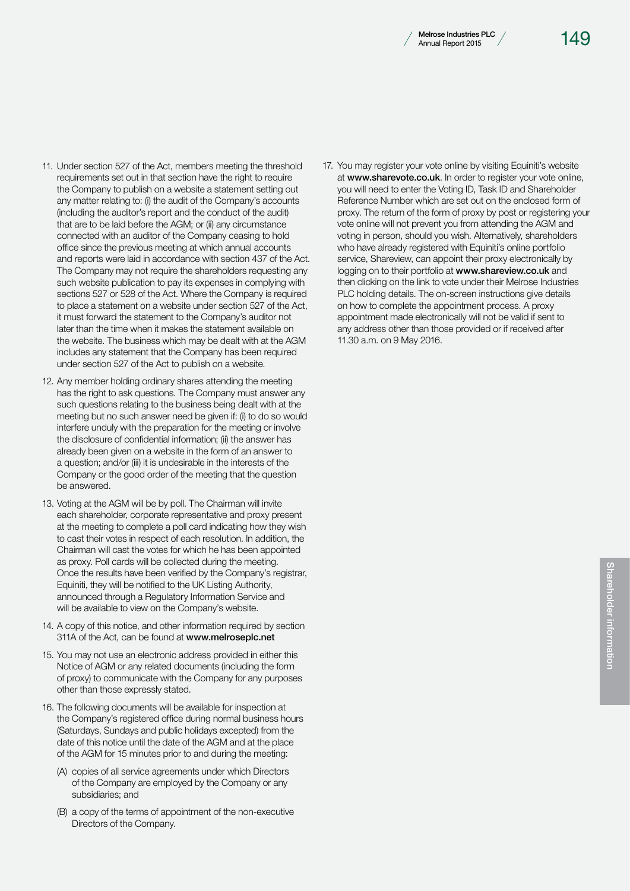11. Under section 527 of the Act, members meeting the threshold requirements set out in that section have the right to require the Company to publish on a website a statement setting out any matter relating to: (i) the audit of the Company's accounts (including the auditor's report and the conduct of the audit) that are to be laid before the AGM; or (ii) any circumstance connected with an auditor of the Company ceasing to hold office since the previous meeting at which annual accounts and reports were laid in accordance with section 437 of the Act. The Company may not require the shareholders requesting any such website publication to pay its expenses in complying with sections 527 or 528 of the Act. Where the Company is required to place a statement on a website under section 527 of the Act, it must forward the statement to the Company's auditor not later than the time when it makes the statement available on the website. The business which may be dealt with at the AGM includes any statement that the Company has been required under section 527 of the Act to publish on a website.

12. Any member holding ordinary shares attending the meeting has the right to ask questions. The Company must answer any such questions relating to the business being dealt with at the meeting but no such answer need be given if: (i) to do so would interfere unduly with the preparation for the meeting or involve the disclosure of confidential information; (ii) the answer has already been given on a website in the form of an answer to a question; and/or (iii) it is undesirable in the interests of the Company or the good order of the meeting that the question be answered.

13. Voting at the AGM will be by poll. The Chairman will invite each shareholder, corporate representative and proxy present at the meeting to complete a poll card indicating how they wish to cast their votes in respect of each resolution. In addition, the Chairman will cast the votes for which he has been appointed as proxy. Poll cards will be collected during the meeting. Once the results have been verified by the Company's registrar, Equiniti, they will be notified to the UK Listing Authority, announced through a Regulatory Information Service and will be available to view on the Company's website.

14. A copy of this notice, and other information required by section 311A of the Act, can be found at **www.melroseplc.net**

15. You may not use an electronic address provided in either this Notice of AGM or any related documents (including the form of proxy) to communicate with the Company for any purposes other than those expressly stated.

16. The following documents will be available for inspection at the Company's registered office during normal business hours (Saturdays, Sundays and public holidays excepted) from the date of this notice until the date of the AGM and at the place of the AGM for 15 minutes prior to and during the meeting:

    (A) copies of all service agreements under which Directors of the Company are employed by the Company or any subsidiaries; and

    (B) a copy of the terms of appointment of the non-executive Directors of the Company.

17. You may register your vote online by visiting Equiniti's website at **www.sharevote.co.uk**. In order to register your vote online, you will need to enter the Voting ID, Task ID and Shareholder Reference Number which are set out on the enclosed form of proxy. The return of the form of proxy by post or registering your vote online will not prevent you from attending the AGM and voting in person, should you wish. Alternatively, shareholders who have already registered with Equiniti's online portfolio service, Shareview, can appoint their proxy electronically by logging on to their portfolio at **www.shareview.co.uk** and then clicking on the link to vote under their Melrose Industries PLC holding details. The on-screen instructions give details on how to complete the appointment process. A proxy appointment made electronically will not be valid if sent to any address other than those provided or if received after 11.30 a.m. on 9 May 2016.